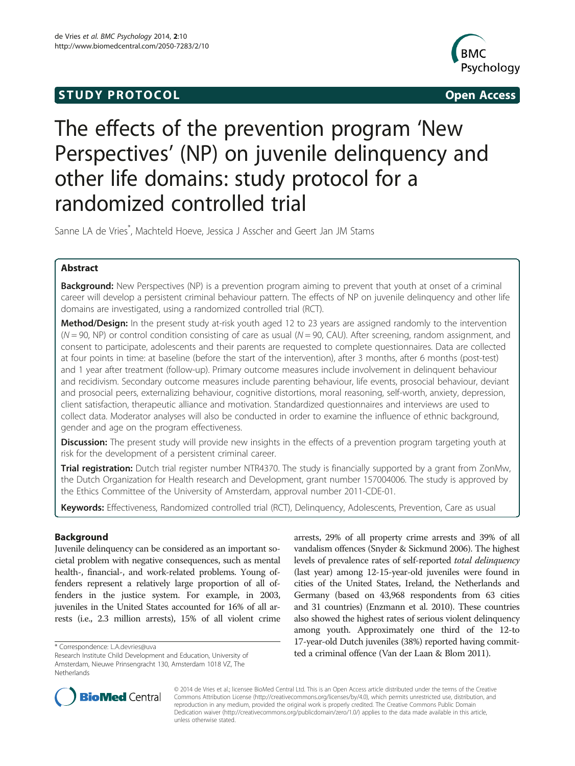**STUDY PROTOCOL** **Open Access**

# The effects of the prevention program 'New Perspectives' (NP) on juvenile delinquency and other life domains: study protocol for a randomized controlled trial

Sanne LA de Vries*, Machteld Hoeve, Jessica J Asscher and Geert Jan JM Stams

## Abstract

**Background:** New Perspectives (NP) is a prevention program aiming to prevent that youth at onset of a criminal career will develop a persistent criminal behaviour pattern. The effects of NP on juvenile delinquency and other life domains are investigated, using a randomized controlled trial (RCT).

**Method/Design:** In the present study at-risk youth aged 12 to 23 years are assigned randomly to the intervention ($N = 90$, NP) or control condition consisting of care as usual ($N = 90$, CAU). After screening, random assignment, and consent to participate, adolescents and their parents are requested to complete questionnaires. Data are collected at four points in time: at baseline (before the start of the intervention), after 3 months, after 6 months (post-test) and 1 year after treatment (follow-up). Primary outcome measures include involvement in delinquent behaviour and recidivism. Secondary outcome measures include parenting behaviour, life events, prosocial behaviour, deviant and prosocial peers, externalizing behaviour, cognitive distortions, moral reasoning, self-worth, anxiety, depression, client satisfaction, therapeutic alliance and motivation. Standardized questionnaires and interviews are used to collect data. Moderator analyses will also be conducted in order to examine the influence of ethnic background, gender and age on the program effectiveness.

**Discussion:** The present study will provide new insights in the effects of a prevention program targeting youth at risk for the development of a persistent criminal career.

**Trial registration:** Dutch trial register number NTR4370. The study is financially supported by a grant from ZonMw, the Dutch Organization for Health research and Development, grant number 157004006. The study is approved by the Ethics Committee of the University of Amsterdam, approval number 2011-CDE-01.

**Keywords:** Effectiveness, Randomized controlled trial (RCT), Delinquency, Adolescents, Prevention, Care as usual

## Background

Juvenile delinquency can be considered as an important societal problem with negative consequences, such as mental health-, financial-, and work-related problems. Young offenders represent a relatively large proportion of all offenders in the justice system. For example, in 2003, juveniles in the United States accounted for 16% of all arrests (i.e., 2.3 million arrests), 15% of all violent crime arrests, 29% of all property crime arrests and 39% of all vandalism offences (Snyder & Sickmund 2006). The highest levels of prevalence rates of self-reported *total delinquency* (last year) among 12-15-year-old juveniles were found in cities of the United States, Ireland, the Netherlands and Germany (based on 43,968 respondents from 63 cities and 31 countries) (Enzmann et al. 2010). These countries also showed the highest rates of serious violent delinquency among youth. Approximately one third of the 12-to 17-year-old Dutch juveniles (38%) reported having committed a criminal offence (Van der Laan & Blom 2011).

* Correspondence: L.A.devries@uva
Research Institute Child Development and Education, University of Amsterdam, Nieuwe Prinsengracht 130, Amsterdam 1018 VZ, The Netherlands

© 2014 de Vries et al.; licensee BioMed Central Ltd. This is an Open Access article distributed under the terms of the Creative Commons Attribution License (http://creativecommons.org/licenses/by/4.0), which permits unrestricted use, distribution, and reproduction in any medium, provided the original work is properly credited. The Creative Commons Public Domain Dedication waiver (http://creativecommons.org/publicdomain/zero/1.0/) applies to the data made available in this article, unless otherwise stated.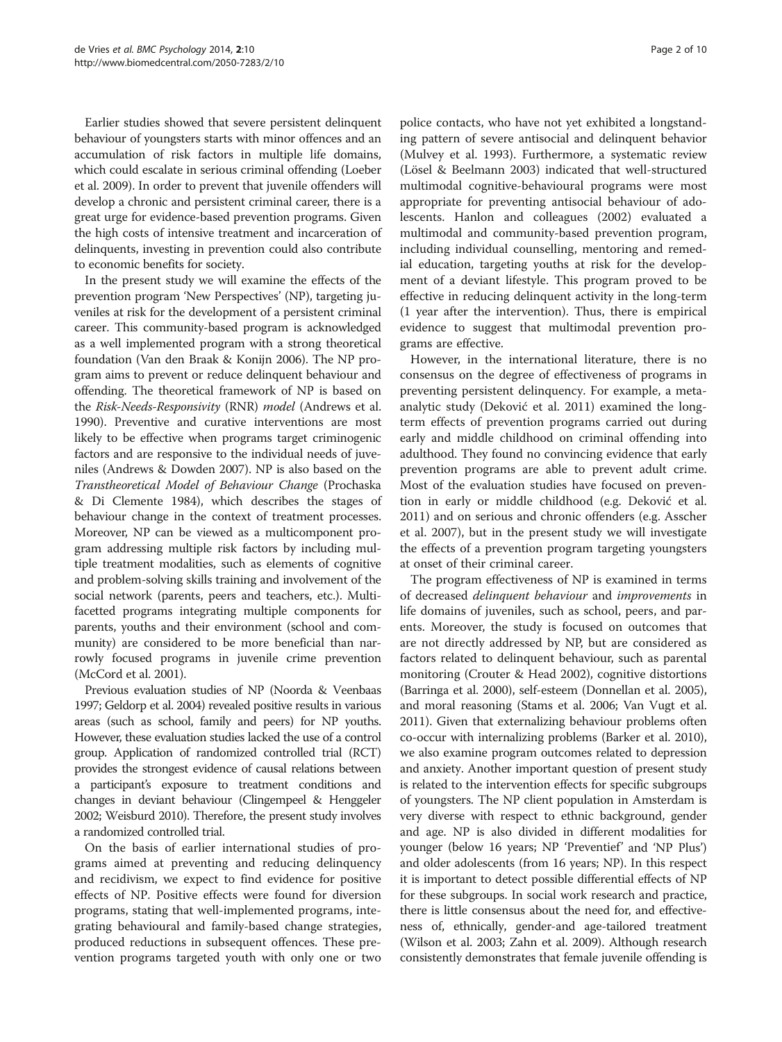Earlier studies showed that severe persistent delinquent behaviour of youngsters starts with minor offences and an accumulation of risk factors in multiple life domains, which could escalate in serious criminal offending (Loeber et al. 2009). In order to prevent that juvenile offenders will develop a chronic and persistent criminal career, there is a great urge for evidence-based prevention programs. Given the high costs of intensive treatment and incarceration of delinquents, investing in prevention could also contribute to economic benefits for society.

In the present study we will examine the effects of the prevention program 'New Perspectives' (NP), targeting juveniles at risk for the development of a persistent criminal career. This community-based program is acknowledged as a well implemented program with a strong theoretical foundation (Van den Braak & Konijn 2006). The NP program aims to prevent or reduce delinquent behaviour and offending. The theoretical framework of NP is based on the *Risk-Needs-Responsivity* (RNR) *model* (Andrews et al. 1990). Preventive and curative interventions are most likely to be effective when programs target criminogenic factors and are responsive to the individual needs of juveniles (Andrews & Dowden 2007). NP is also based on the *Transtheoretical Model of Behaviour Change* (Prochaska & Di Clemente 1984), which describes the stages of behaviour change in the context of treatment processes. Moreover, NP can be viewed as a multicomponent program addressing multiple risk factors by including multiple treatment modalities, such as elements of cognitive and problem-solving skills training and involvement of the social network (parents, peers and teachers, etc.). Multi-facetted programs integrating multiple components for parents, youths and their environment (school and community) are considered to be more beneficial than narrowly focused programs in juvenile crime prevention (McCord et al. 2001).

Previous evaluation studies of NP (Noorda & Veenbaas 1997; Geldorp et al. 2004) revealed positive results in various areas (such as school, family and peers) for NP youths. However, these evaluation studies lacked the use of a control group. Application of randomized controlled trial (RCT) provides the strongest evidence of causal relations between a participant's exposure to treatment conditions and changes in deviant behaviour (Clingempeel & Henggeler 2002; Weisburd 2010). Therefore, the present study involves a randomized controlled trial.

On the basis of earlier international studies of programs aimed at preventing and reducing delinquency and recidivism, we expect to find evidence for positive effects of NP. Positive effects were found for diversion programs, stating that well-implemented programs, integrating behavioural and family-based change strategies, produced reductions in subsequent offences. These prevention programs targeted youth with only one or two police contacts, who have not yet exhibited a longstanding pattern of severe antisocial and delinquent behavior (Mulvey et al. 1993). Furthermore, a systematic review (Lösel & Beelmann 2003) indicated that well-structured multimodal cognitive-behavioural programs were most appropriate for preventing antisocial behaviour of adolescents. Hanlon and colleagues (2002) evaluated a multimodal and community-based prevention program, including individual counselling, mentoring and remedial education, targeting youths at risk for the development of a deviant lifestyle. This program proved to be effective in reducing delinquent activity in the long-term (1 year after the intervention). Thus, there is empirical evidence to suggest that multimodal prevention programs are effective.

However, in the international literature, there is no consensus on the degree of effectiveness of programs in preventing persistent delinquency. For example, a meta-analytic study (Deković et al. 2011) examined the long-term effects of prevention programs carried out during early and middle childhood on criminal offending into adulthood. They found no convincing evidence that early prevention programs are able to prevent adult crime. Most of the evaluation studies have focused on prevention in early or middle childhood (e.g. Deković et al. 2011) and on serious and chronic offenders (e.g. Asscher et al. 2007), but in the present study we will investigate the effects of a prevention program targeting youngsters at onset of their criminal career.

The program effectiveness of NP is examined in terms of decreased *delinquent behaviour* and *improvements* in life domains of juveniles, such as school, peers, and parents. Moreover, the study is focused on outcomes that are not directly addressed by NP, but are considered as factors related to delinquent behaviour, such as parental monitoring (Crouter & Head 2002), cognitive distortions (Barringa et al. 2000), self-esteem (Donnellan et al. 2005), and moral reasoning (Stams et al. 2006; Van Vugt et al. 2011). Given that externalizing behaviour problems often co-occur with internalizing problems (Barker et al. 2010), we also examine program outcomes related to depression and anxiety. Another important question of present study is related to the intervention effects for specific subgroups of youngsters. The NP client population in Amsterdam is very diverse with respect to ethnic background, gender and age. NP is also divided in different modalities for younger (below 16 years; NP 'Preventief' and 'NP Plus') and older adolescents (from 16 years; NP). In this respect it is important to detect possible differential effects of NP for these subgroups. In social work research and practice, there is little consensus about the need for, and effectiveness of, ethnically, gender-and age-tailored treatment (Wilson et al. 2003; Zahn et al. 2009). Although research consistently demonstrates that female juvenile offending is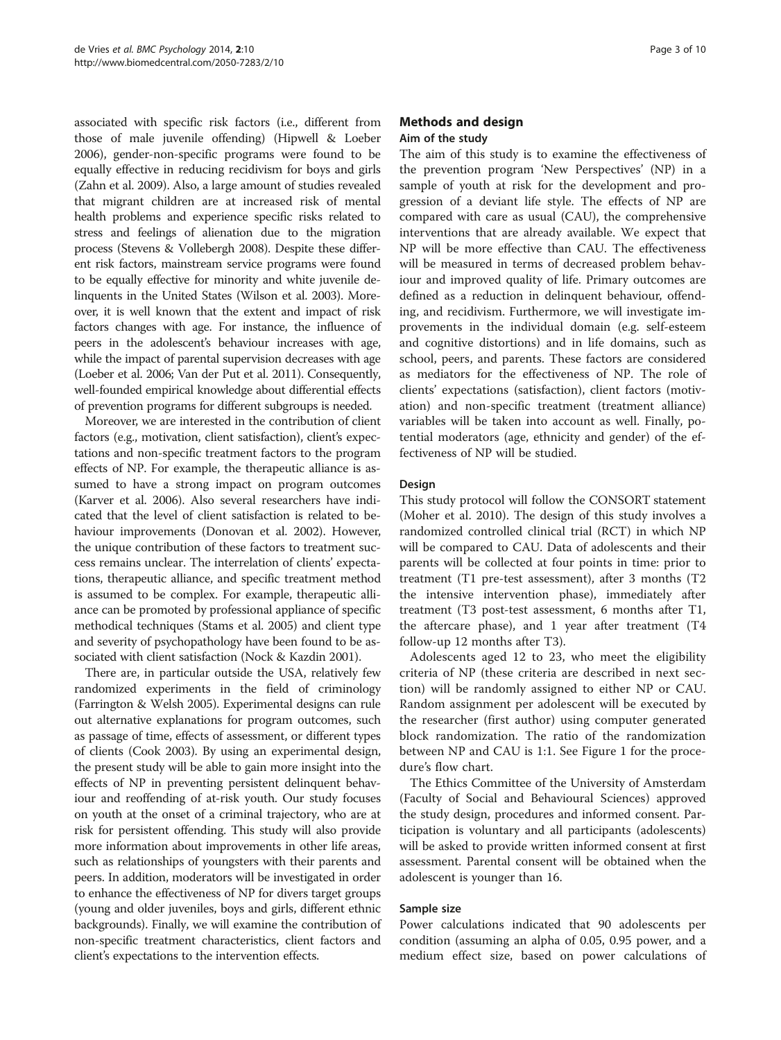associated with specific risk factors (i.e., different from those of male juvenile offending) (Hipwell & Loeber 2006), gender-non-specific programs were found to be equally effective in reducing recidivism for boys and girls (Zahn et al. 2009). Also, a large amount of studies revealed that migrant children are at increased risk of mental health problems and experience specific risks related to stress and feelings of alienation due to the migration process (Stevens & Vollebergh 2008). Despite these different risk factors, mainstream service programs were found to be equally effective for minority and white juvenile delinquents in the United States (Wilson et al. 2003). Moreover, it is well known that the extent and impact of risk factors changes with age. For instance, the influence of peers in the adolescent's behaviour increases with age, while the impact of parental supervision decreases with age (Loeber et al. 2006; Van der Put et al. 2011). Consequently, well-founded empirical knowledge about differential effects of prevention programs for different subgroups is needed.

Moreover, we are interested in the contribution of client factors (e.g., motivation, client satisfaction), client's expectations and non-specific treatment factors to the program effects of NP. For example, the therapeutic alliance is assumed to have a strong impact on program outcomes (Karver et al. 2006). Also several researchers have indicated that the level of client satisfaction is related to behaviour improvements (Donovan et al. 2002). However, the unique contribution of these factors to treatment success remains unclear. The interrelation of clients' expectations, therapeutic alliance, and specific treatment method is assumed to be complex. For example, therapeutic alliance can be promoted by professional appliance of specific methodical techniques (Stams et al. 2005) and client type and severity of psychopathology have been found to be associated with client satisfaction (Nock & Kazdin 2001).

There are, in particular outside the USA, relatively few randomized experiments in the field of criminology (Farrington & Welsh 2005). Experimental designs can rule out alternative explanations for program outcomes, such as passage of time, effects of assessment, or different types of clients (Cook 2003). By using an experimental design, the present study will be able to gain more insight into the effects of NP in preventing persistent delinquent behaviour and reoffending of at-risk youth. Our study focuses on youth at the onset of a criminal trajectory, who are at risk for persistent offending. This study will also provide more information about improvements in other life areas, such as relationships of youngsters with their parents and peers. In addition, moderators will be investigated in order to enhance the effectiveness of NP for divers target groups (young and older juveniles, boys and girls, different ethnic backgrounds). Finally, we will examine the contribution of non-specific treatment characteristics, client factors and client's expectations to the intervention effects.

## Methods and design

### Aim of the study

The aim of this study is to examine the effectiveness of the prevention program 'New Perspectives' (NP) in a sample of youth at risk for the development and progression of a deviant life style. The effects of NP are compared with care as usual (CAU), the comprehensive interventions that are already available. We expect that NP will be more effective than CAU. The effectiveness will be measured in terms of decreased problem behaviour and improved quality of life. Primary outcomes are defined as a reduction in delinquent behaviour, offending, and recidivism. Furthermore, we will investigate improvements in the individual domain (e.g. self-esteem and cognitive distortions) and in life domains, such as school, peers, and parents. These factors are considered as mediators for the effectiveness of NP. The role of clients' expectations (satisfaction), client factors (motivation) and non-specific treatment (treatment alliance) variables will be taken into account as well. Finally, potential moderators (age, ethnicity and gender) of the effectiveness of NP will be studied.

### Design

This study protocol will follow the CONSORT statement (Moher et al. 2010). The design of this study involves a randomized controlled clinical trial (RCT) in which NP will be compared to CAU. Data of adolescents and their parents will be collected at four points in time: prior to treatment (T1 pre-test assessment), after 3 months (T2 the intensive intervention phase), immediately after treatment (T3 post-test assessment, 6 months after T1, the aftercare phase), and 1 year after treatment (T4 follow-up 12 months after T3).

Adolescents aged 12 to 23, who meet the eligibility criteria of NP (these criteria are described in next section) will be randomly assigned to either NP or CAU. Random assignment per adolescent will be executed by the researcher (first author) using computer generated block randomization. The ratio of the randomization between NP and CAU is 1:1. See Figure 1 for the procedure's flow chart.

The Ethics Committee of the University of Amsterdam (Faculty of Social and Behavioural Sciences) approved the study design, procedures and informed consent. Participation is voluntary and all participants (adolescents) will be asked to provide written informed consent at first assessment. Parental consent will be obtained when the adolescent is younger than 16.

### Sample size

Power calculations indicated that 90 adolescents per condition (assuming an alpha of 0.05, 0.95 power, and a medium effect size, based on power calculations of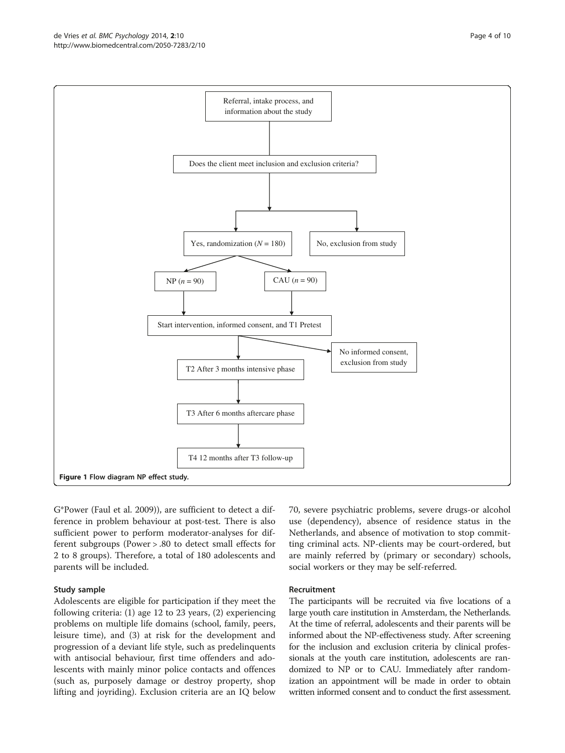Referral, intake process, and information about the study

Does the client meet inclusion and exclusion criteria?

Yes, randomization (*N* = 180)

No, exclusion from study

NP (*n* = 90)

CAU (*n* = 90)

Start intervention, informed consent, and T1 Pretest

No informed consent, exclusion from study

T2 After 3 months intensive phase

T3 After 6 months aftercare phase

T4 12 months after T3 follow-up

**Figure 1 Flow diagram NP effect study.**

G*Power (Faul et al. 2009)), are sufficient to detect a difference in problem behaviour at post-test. There is also sufficient power to perform moderator-analyses for different subgroups (Power > .80 to detect small effects for 2 to 8 groups). Therefore, a total of 180 adolescents and parents will be included.

### Study sample

Adolescents are eligible for participation if they meet the following criteria: (1) age 12 to 23 years, (2) experiencing problems on multiple life domains (school, family, peers, leisure time), and (3) at risk for the development and progression of a deviant life style, such as predelinquents with antisocial behaviour, first time offenders and adolescents with mainly minor police contacts and offences (such as, purposely damage or destroy property, shop lifting and joyriding). Exclusion criteria are an IQ below 70, severe psychiatric problems, severe drugs-or alcohol use (dependency), absence of residence status in the Netherlands, and absence of motivation to stop committing criminal acts. NP-clients may be court-ordered, but are mainly referred by (primary or secondary) schools, social workers or they may be self-referred.

### Recruitment

The participants will be recruited via five locations of a large youth care institution in Amsterdam, the Netherlands. At the time of referral, adolescents and their parents will be informed about the NP-effectiveness study. After screening for the inclusion and exclusion criteria by clinical professionals at the youth care institution, adolescents are randomized to NP or to CAU. Immediately after randomization an appointment will be made in order to obtain written informed consent and to conduct the first assessment.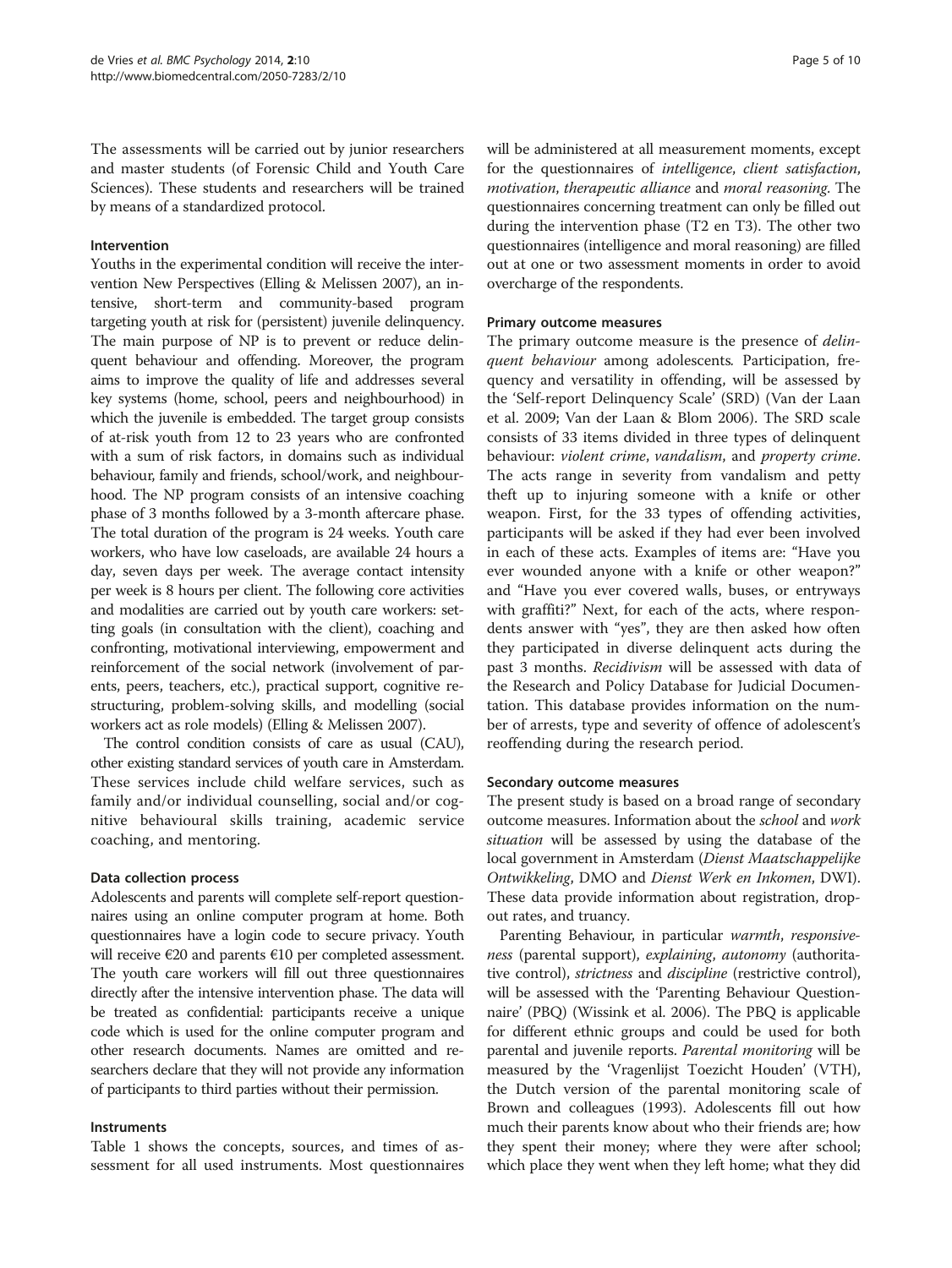The assessments will be carried out by junior researchers and master students (of Forensic Child and Youth Care Sciences). These students and researchers will be trained by means of a standardized protocol.

### Intervention

Youths in the experimental condition will receive the intervention New Perspectives (Elling & Melissen 2007), an intensive, short-term and community-based program targeting youth at risk for (persistent) juvenile delinquency. The main purpose of NP is to prevent or reduce delinquent behaviour and offending. Moreover, the program aims to improve the quality of life and addresses several key systems (home, school, peers and neighbourhood) in which the juvenile is embedded. The target group consists of at-risk youth from 12 to 23 years who are confronted with a sum of risk factors, in domains such as individual behaviour, family and friends, school/work, and neighbourhood. The NP program consists of an intensive coaching phase of 3 months followed by a 3-month aftercare phase. The total duration of the program is 24 weeks. Youth care workers, who have low caseloads, are available 24 hours a day, seven days per week. The average contact intensity per week is 8 hours per client. The following core activities and modalities are carried out by youth care workers: setting goals (in consultation with the client), coaching and confronting, motivational interviewing, empowerment and reinforcement of the social network (involvement of parents, peers, teachers, etc.), practical support, cognitive restructuring, problem-solving skills, and modelling (social workers act as role models) (Elling & Melissen 2007).

The control condition consists of care as usual (CAU), other existing standard services of youth care in Amsterdam. These services include child welfare services, such as family and/or individual counselling, social and/or cognitive behavioural skills training, academic service coaching, and mentoring.

### Data collection process

Adolescents and parents will complete self-report questionnaires using an online computer program at home. Both questionnaires have a login code to secure privacy. Youth will receive €20 and parents €10 per completed assessment. The youth care workers will fill out three questionnaires directly after the intensive intervention phase. The data will be treated as confidential: participants receive a unique code which is used for the online computer program and other research documents. Names are omitted and researchers declare that they will not provide any information of participants to third parties without their permission.

### Instruments

Table 1 shows the concepts, sources, and times of assessment for all used instruments. Most questionnaires will be administered at all measurement moments, except for the questionnaires of *intelligence*, *client satisfaction*, *motivation*, *therapeutic alliance* and *moral reasoning*. The questionnaires concerning treatment can only be filled out during the intervention phase (T2 en T3). The other two questionnaires (intelligence and moral reasoning) are filled out at one or two assessment moments in order to avoid overcharge of the respondents.

### Primary outcome measures

The primary outcome measure is the presence of *delinquent behaviour* among adolescents. Participation, frequency and versatility in offending, will be assessed by the 'Self-report Delinquency Scale' (SRD) (Van der Laan et al. 2009; Van der Laan & Blom 2006). The SRD scale consists of 33 items divided in three types of delinquent behaviour: *violent crime*, *vandalism*, and *property crime*. The acts range in severity from vandalism and petty theft up to injuring someone with a knife or other weapon. First, for the 33 types of offending activities, participants will be asked if they had ever been involved in each of these acts. Examples of items are: "Have you ever wounded anyone with a knife or other weapon?" and "Have you ever covered walls, buses, or entryways with graffiti?" Next, for each of the acts, where respondents answer with "yes", they are then asked how often they participated in diverse delinquent acts during the past 3 months. *Recidivism* will be assessed with data of the Research and Policy Database for Judicial Documentation. This database provides information on the number of arrests, type and severity of offence of adolescent's reoffending during the research period.

### Secondary outcome measures

The present study is based on a broad range of secondary outcome measures. Information about the *school* and *work situation* will be assessed by using the database of the local government in Amsterdam (*Dienst Maatschappelijke Ontwikkeling*, DMO and *Dienst Werk en Inkomen*, DWI). These data provide information about registration, dropout rates, and truancy.

Parenting Behaviour, in particular *warmth*, *responsiveness* (parental support), *explaining*, *autonomy* (authoritative control), *strictness* and *discipline* (restrictive control), will be assessed with the 'Parenting Behaviour Questionnaire' (PBQ) (Wissink et al. 2006). The PBQ is applicable for different ethnic groups and could be used for both parental and juvenile reports. *Parental monitoring* will be measured by the 'Vragenlijst Toezicht Houden' (VTH), the Dutch version of the parental monitoring scale of Brown and colleagues (1993). Adolescents fill out how much their parents know about who their friends are; how they spent their money; where they were after school; which place they went when they left home; what they did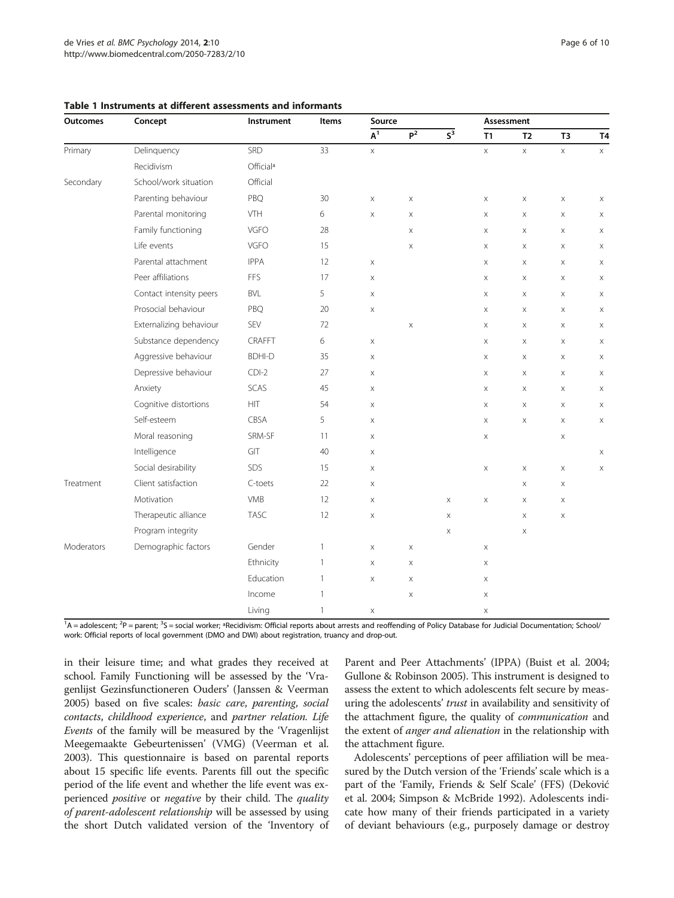**Table 1 Instruments at different assessments and informants**

| Outcomes | Concept | Instrument | Items | Source | | | Assessment | | | |
|---|---|---|---|---|---|---|---|---|---|---|
| | | | | A[1] | P[2] | S[3] | T1 | T2 | T3 | T4 |
| Primary | Delinquency | SRD | 33 | x | | | x | x | x | x |
| | Recidivism | Official[a] | | | | | | | | |
| Secondary | School/work situation | Official | | | | | | | | |
| | Parenting behaviour | PBQ | 30 | x | x | | x | x | x | x |
| | Parental monitoring | VTH | 6 | x | x | | x | x | x | x |
| | Family functioning | VGFO | 28 | | x | | x | x | x | x |
| | Life events | VGFO | 15 | | x | | x | x | x | x |
| | Parental attachment | IPPA | 12 | x | | | x | x | x | x |
| | Peer affiliations | FFS | 17 | x | | | x | x | x | x |
| | Contact intensity peers | BVL | 5 | x | | | x | x | x | x |
| | Prosocial behaviour | PBQ | 20 | x | | | x | x | x | x |
| | Externalizing behaviour | SEV | 72 | | x | | x | x | x | x |
| | Substance dependency | CRAFFT | 6 | x | | | x | x | x | x |
| | Aggressive behaviour | BDHI-D | 35 | x | | | x | x | x | x |
| | Depressive behaviour | CDI-2 | 27 | x | | | x | x | x | x |
| | Anxiety | SCAS | 45 | x | | | x | x | x | x |
| | Cognitive distortions | HIT | 54 | x | | | x | x | x | x |
| | Self-esteem | CBSA | 5 | x | | | x | x | x | x |
| | Moral reasoning | SRM-SF | 11 | x | | | x | | x | |
| | Intelligence | GIT | 40 | x | | | | | | x |
| | Social desirability | SDS | 15 | x | | | x | x | x | x |
| Treatment | Client satisfaction | C-toets | 22 | x | | | | x | x | |
| | Motivation | VMB | 12 | x | | x | x | x | x | |
| | Therapeutic alliance | TASC | 12 | x | | x | | x | x | |
| | Program integrity | | | | | x | | x | | |
| Moderators | Demographic factors | Gender | 1 | x | x | | x | | | |
| | | Ethnicity | 1 | x | x | | x | | | |
| | | Education | 1 | x | x | | x | | | |
| | | Income | 1 | | x | | x | | | |
| | | Living | 1 | x | | | x | | | |

[1]A = adolescent; [2]P = parent; [3]S = social worker; [a]Recidivism: Official reports about arrests and reoffending of Policy Database for Judicial Documentation; School/work: Official reports of local government (DMO and DWI) about registration, truancy and drop-out.

in their leisure time; and what grades they received at school. Family Functioning will be assessed by the 'Vragenlijst Gezinsfunctioneren Ouders' (Janssen & Veerman 2005) based on five scales: *basic care*, *parenting*, *social contacts*, *childhood experience*, and *partner relation*. *Life Events* of the family will be measured by the 'Vragenlijst Meegemaakte Gebeurtenissen' (VMG) (Veerman et al. 2003). This questionnaire is based on parental reports about 15 specific life events. Parents fill out the specific period of the life event and whether the life event was experienced *positive* or *negative* by their child. The *quality of parent-adolescent relationship* will be assessed by using the short Dutch validated version of the 'Inventory of Parent and Peer Attachments' (IPPA) (Buist et al. 2004; Gullone & Robinson 2005). This instrument is designed to assess the extent to which adolescents felt secure by measuring the adolescents' *trust* in availability and sensitivity of the attachment figure, the quality of *communication* and the extent of *anger and alienation* in the relationship with the attachment figure.

Adolescents' perceptions of peer affiliation will be measured by the Dutch version of the 'Friends' scale which is a part of the 'Family, Friends & Self Scale' (FFS) (Deković et al. 2004; Simpson & McBride 1992). Adolescents indicate how many of their friends participated in a variety of deviant behaviours (e.g., purposely damage or destroy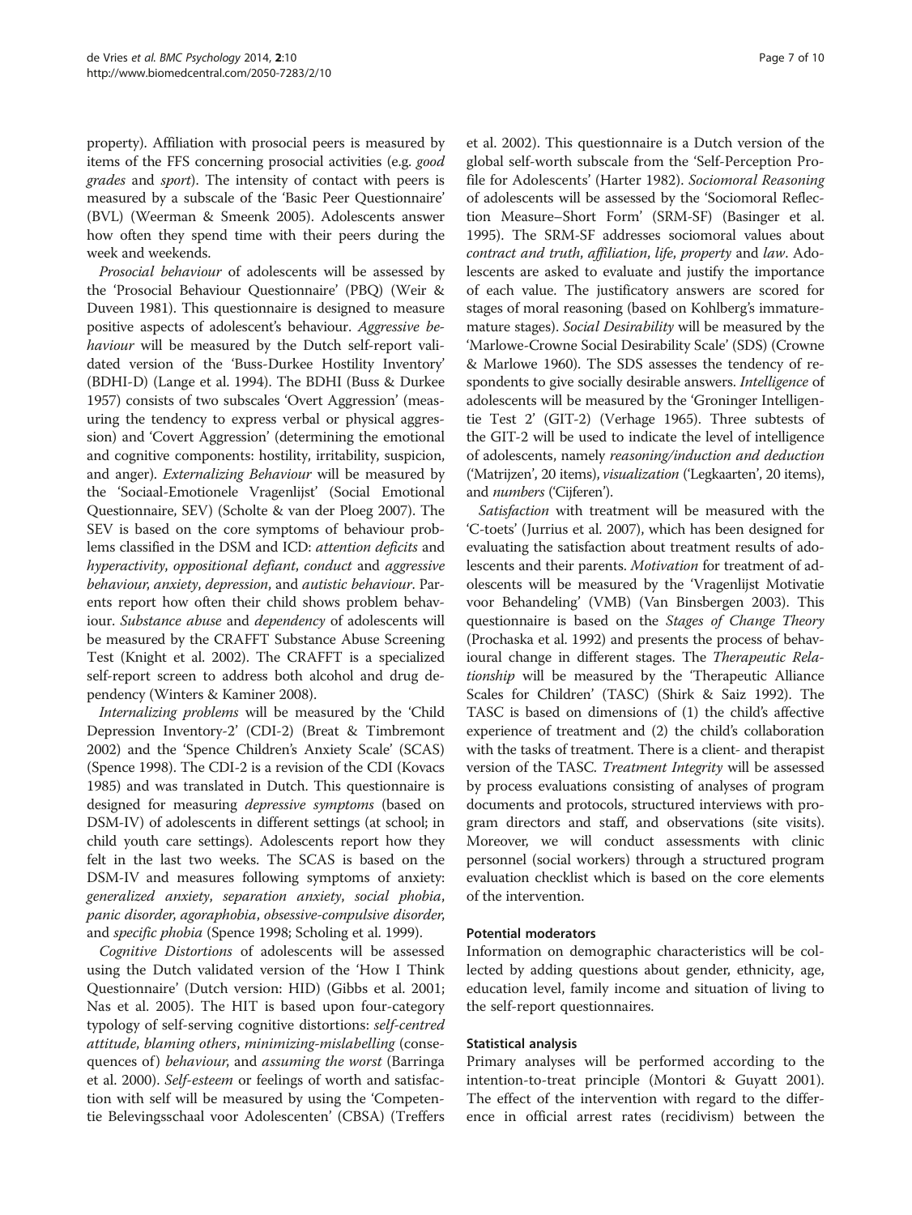property). Affiliation with prosocial peers is measured by items of the FFS concerning prosocial activities (e.g. *good grades* and *sport*). The intensity of contact with peers is measured by a subscale of the 'Basic Peer Questionnaire' (BVL) (Weerman & Smeenk 2005). Adolescents answer how often they spend time with their peers during the week and weekends.

*Prosocial behaviour* of adolescents will be assessed by the 'Prosocial Behaviour Questionnaire' (PBQ) (Weir & Duveen 1981). This questionnaire is designed to measure positive aspects of adolescent's behaviour. *Aggressive behaviour* will be measured by the Dutch self-report validated version of the 'Buss-Durkee Hostility Inventory' (BDHI-D) (Lange et al. 1994). The BDHI (Buss & Durkee 1957) consists of two subscales 'Overt Aggression' (measuring the tendency to express verbal or physical aggression) and 'Covert Aggression' (determining the emotional and cognitive components: hostility, irritability, suspicion, and anger). *Externalizing Behaviour* will be measured by the 'Sociaal-Emotionele Vragenlijst' (Social Emotional Questionnaire, SEV) (Scholte & van der Ploeg 2007). The SEV is based on the core symptoms of behaviour problems classified in the DSM and ICD: *attention deficits* and *hyperactivity*, *oppositional defiant*, *conduct* and *aggressive behaviour*, *anxiety*, *depression*, and *autistic behaviour*. Parents report how often their child shows problem behaviour. *Substance abuse* and *dependency* of adolescents will be measured by the CRAFFT Substance Abuse Screening Test (Knight et al. 2002). The CRAFFT is a specialized self-report screen to address both alcohol and drug dependency (Winters & Kaminer 2008).

*Internalizing problems* will be measured by the 'Child Depression Inventory-2' (CDI-2) (Breat & Timbremont 2002) and the 'Spence Children's Anxiety Scale' (SCAS) (Spence 1998). The CDI-2 is a revision of the CDI (Kovacs 1985) and was translated in Dutch. This questionnaire is designed for measuring *depressive symptoms* (based on DSM-IV) of adolescents in different settings (at school; in child youth care settings). Adolescents report how they felt in the last two weeks. The SCAS is based on the DSM-IV and measures following symptoms of anxiety: *generalized anxiety*, *separation anxiety*, *social phobia*, *panic disorder*, *agoraphobia*, *obsessive-compulsive disorder*, and *specific phobia* (Spence 1998; Scholing et al. 1999).

*Cognitive Distortions* of adolescents will be assessed using the Dutch validated version of the 'How I Think Questionnaire' (Dutch version: HID) (Gibbs et al. 2001; Nas et al. 2005). The HIT is based upon four-category typology of self-serving cognitive distortions: *self-centred attitude*, *blaming others*, *minimizing-mislabelling* (consequences of) *behaviour*, and *assuming the worst* (Barringa et al. 2000). *Self-esteem* or feelings of worth and satisfaction with self will be measured by using the 'Competentie Belevingsschaal voor Adolescenten' (CBSA) (Treffers et al. 2002). This questionnaire is a Dutch version of the global self-worth subscale from the 'Self-Perception Profile for Adolescents' (Harter 1982). *Sociomoral Reasoning* of adolescents will be assessed by the 'Sociomoral Reflection Measure–Short Form' (SRM-SF) (Basinger et al. 1995). The SRM-SF addresses sociomoral values about *contract and truth*, *affiliation*, *life*, *property* and *law*. Adolescents are asked to evaluate and justify the importance of each value. The justificatory answers are scored for stages of moral reasoning (based on Kohlberg's immature-mature stages). *Social Desirability* will be measured by the 'Marlowe-Crowne Social Desirability Scale' (SDS) (Crowne & Marlowe 1960). The SDS assesses the tendency of respondents to give socially desirable answers. *Intelligence* of adolescents will be measured by the 'Groninger Intelligentie Test 2' (GIT-2) (Verhage 1965). Three subtests of the GIT-2 will be used to indicate the level of intelligence of adolescents, namely *reasoning/induction and deduction* ('Matrijzen', 20 items), *visualization* ('Legkaarten', 20 items), and *numbers* ('Cijferen').

*Satisfaction* with treatment will be measured with the 'C-toets' (Jurrius et al. 2007), which has been designed for evaluating the satisfaction about treatment results of adolescents and their parents. *Motivation* for treatment of adolescents will be measured by the 'Vragenlijst Motivatie voor Behandeling' (VMB) (Van Binsbergen 2003). This questionnaire is based on the *Stages of Change Theory* (Prochaska et al. 1992) and presents the process of behavioural change in different stages. The *Therapeutic Relationship* will be measured by the 'Therapeutic Alliance Scales for Children' (TASC) (Shirk & Saiz 1992). The TASC is based on dimensions of (1) the child's affective experience of treatment and (2) the child's collaboration with the tasks of treatment. There is a client- and therapist version of the TASC. *Treatment Integrity* will be assessed by process evaluations consisting of analyses of program documents and protocols, structured interviews with program directors and staff, and observations (site visits). Moreover, we will conduct assessments with clinic personnel (social workers) through a structured program evaluation checklist which is based on the core elements of the intervention.

### Potential moderators

Information on demographic characteristics will be collected by adding questions about gender, ethnicity, age, education level, family income and situation of living to the self-report questionnaires.

### Statistical analysis

Primary analyses will be performed according to the intention-to-treat principle (Montori & Guyatt 2001). The effect of the intervention with regard to the difference in official arrest rates (recidivism) between the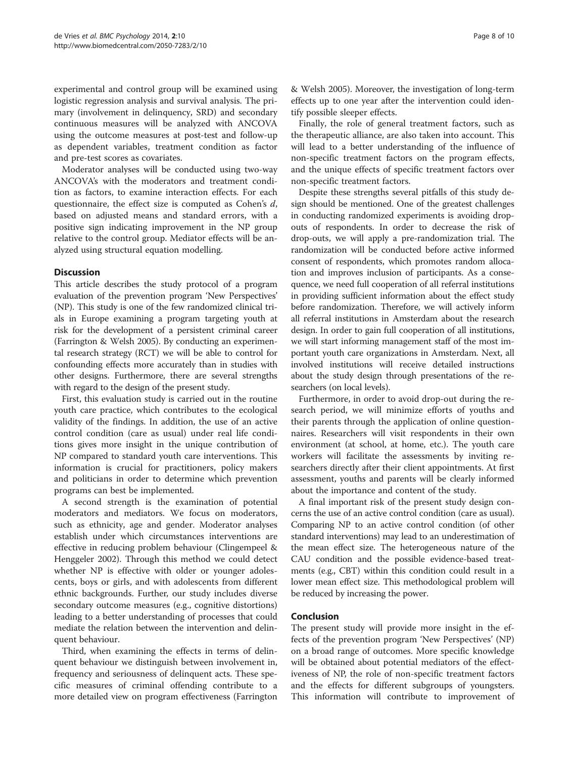experimental and control group will be examined using logistic regression analysis and survival analysis. The primary (involvement in delinquency, SRD) and secondary continuous measures will be analyzed with ANCOVA using the outcome measures at post-test and follow-up as dependent variables, treatment condition as factor and pre-test scores as covariates.

Moderator analyses will be conducted using two-way ANCOVA's with the moderators and treatment condition as factors, to examine interaction effects. For each questionnaire, the effect size is computed as Cohen's $d$, based on adjusted means and standard errors, with a positive sign indicating improvement in the NP group relative to the control group. Mediator effects will be analyzed using structural equation modelling.

## Discussion

This article describes the study protocol of a program evaluation of the prevention program 'New Perspectives' (NP). This study is one of the few randomized clinical trials in Europe examining a program targeting youth at risk for the development of a persistent criminal career (Farrington & Welsh 2005). By conducting an experimental research strategy (RCT) we will be able to control for confounding effects more accurately than in studies with other designs. Furthermore, there are several strengths with regard to the design of the present study.

First, this evaluation study is carried out in the routine youth care practice, which contributes to the ecological validity of the findings. In addition, the use of an active control condition (care as usual) under real life conditions gives more insight in the unique contribution of NP compared to standard youth care interventions. This information is crucial for practitioners, policy makers and politicians in order to determine which prevention programs can best be implemented.

A second strength is the examination of potential moderators and mediators. We focus on moderators, such as ethnicity, age and gender. Moderator analyses establish under which circumstances interventions are effective in reducing problem behaviour (Clingempeel & Henggeler 2002). Through this method we could detect whether NP is effective with older or younger adolescents, boys or girls, and with adolescents from different ethnic backgrounds. Further, our study includes diverse secondary outcome measures (e.g., cognitive distortions) leading to a better understanding of processes that could mediate the relation between the intervention and delinquent behaviour.

Third, when examining the effects in terms of delinquent behaviour we distinguish between involvement in, frequency and seriousness of delinquent acts. These specific measures of criminal offending contribute to a more detailed view on program effectiveness (Farrington & Welsh 2005). Moreover, the investigation of long-term effects up to one year after the intervention could identify possible sleeper effects.

Finally, the role of general treatment factors, such as the therapeutic alliance, are also taken into account. This will lead to a better understanding of the influence of non-specific treatment factors on the program effects, and the unique effects of specific treatment factors over non-specific treatment factors.

Despite these strengths several pitfalls of this study design should be mentioned. One of the greatest challenges in conducting randomized experiments is avoiding drop-outs of respondents. In order to decrease the risk of drop-outs, we will apply a pre-randomization trial. The randomization will be conducted before active informed consent of respondents, which promotes random allocation and improves inclusion of participants. As a consequence, we need full cooperation of all referral institutions in providing sufficient information about the effect study before randomization. Therefore, we will actively inform all referral institutions in Amsterdam about the research design. In order to gain full cooperation of all institutions, we will start informing management staff of the most important youth care organizations in Amsterdam. Next, all involved institutions will receive detailed instructions about the study design through presentations of the researchers (on local levels).

Furthermore, in order to avoid drop-out during the research period, we will minimize efforts of youths and their parents through the application of online questionnaires. Researchers will visit respondents in their own environment (at school, at home, etc.). The youth care workers will facilitate the assessments by inviting researchers directly after their client appointments. At first assessment, youths and parents will be clearly informed about the importance and content of the study.

A final important risk of the present study design concerns the use of an active control condition (care as usual). Comparing NP to an active control condition (of other standard interventions) may lead to an underestimation of the mean effect size. The heterogeneous nature of the CAU condition and the possible evidence-based treatments (e.g., CBT) within this condition could result in a lower mean effect size. This methodological problem will be reduced by increasing the power.

## Conclusion

The present study will provide more insight in the effects of the prevention program 'New Perspectives' (NP) on a broad range of outcomes. More specific knowledge will be obtained about potential mediators of the effectiveness of NP, the role of non-specific treatment factors and the effects for different subgroups of youngsters. This information will contribute to improvement of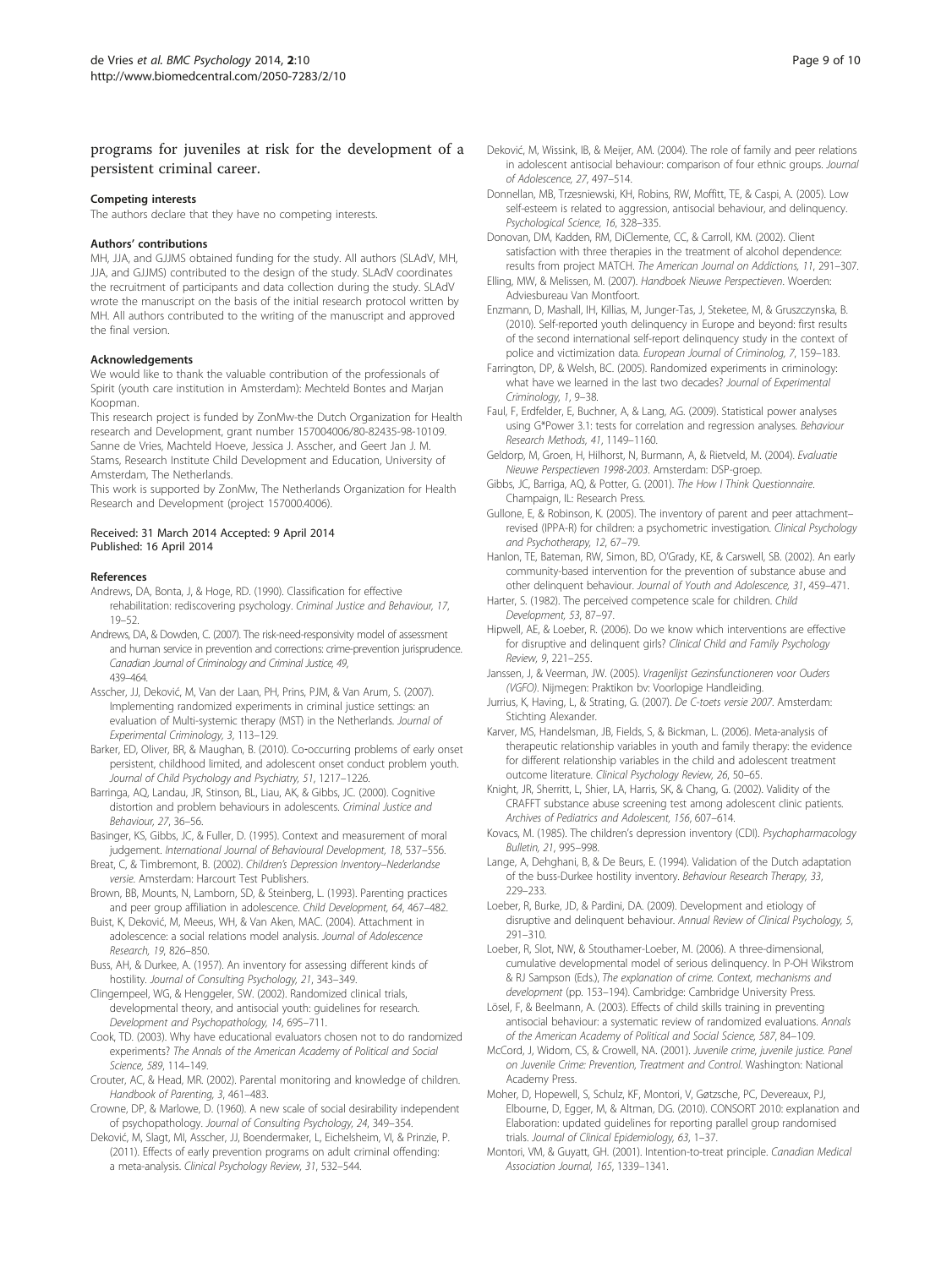programs for juveniles at risk for the development of a persistent criminal career.

### Competing interests

The authors declare that they have no competing interests.

### Authors' contributions

MH, JJA, and GJJMS obtained funding for the study. All authors (SLAdV, MH, JJA, and GJJMS) contributed to the design of the study. SLAdV coordinates the recruitment of participants and data collection during the study. SLAdV wrote the manuscript on the basis of the initial research protocol written by MH. All authors contributed to the writing of the manuscript and approved the final version.

### Acknowledgements

We would like to thank the valuable contribution of the professionals of Spirit (youth care institution in Amsterdam): Mechteld Bontes and Marjan Koopman.

This research project is funded by ZonMw-the Dutch Organization for Health research and Development, grant number 157004006/80-82435-98-10109. Sanne de Vries, Machteld Hoeve, Jessica J. Asscher, and Geert Jan J. M. Stams, Research Institute Child Development and Education, University of Amsterdam, The Netherlands.

This work is supported by ZonMw, The Netherlands Organization for Health Research and Development (project 157000.4006).

Received: 31 March 2014 Accepted: 9 April 2014
Published: 16 April 2014

### References

Andrews, DA, Bonta, J, & Hoge, RD. (1990). Classification for effective rehabilitation: rediscovering psychology. *Criminal Justice and Behaviour, 17*, 19–52.

Andrews, DA, & Dowden, C. (2007). The risk-need-responsivity model of assessment and human service in prevention and corrections: crime-prevention jurisprudence. *Canadian Journal of Criminology and Criminal Justice, 49*, 439–464.

Asscher, JJ, Deković, M, Van der Laan, PH, Prins, PJM, & Van Arum, S. (2007). Implementing randomized experiments in criminal justice settings: an evaluation of Multi-systemic therapy (MST) in the Netherlands. *Journal of Experimental Criminology, 3*, 113–129.

Barker, ED, Oliver, BR, & Maughan, B. (2010). Co-occurring problems of early onset persistent, childhood limited, and adolescent onset conduct problem youth. *Journal of Child Psychology and Psychiatry, 51*, 1217–1226.

Barringa, AQ, Landau, JR, Stinson, BL, Liau, AK, & Gibbs, JC. (2000). Cognitive distortion and problem behaviours in adolescents. *Criminal Justice and Behaviour, 27*, 36–56.

Basinger, KS, Gibbs, JC, & Fuller, D. (1995). Context and measurement of moral judgement. *International Journal of Behavioural Development, 18*, 537–556.

Breat, C, & Timbremont, B. (2002). *Children's Depression Inventory–Nederlandse versie*. Amsterdam: Harcourt Test Publishers.

Brown, BB, Mounts, N, Lamborn, SD, & Steinberg, L. (1993). Parenting practices and peer group affiliation in adolescence. *Child Development, 64*, 467–482.

Buist, K, Deković, M, Meeus, WH, & Van Aken, MAC. (2004). Attachment in adolescence: a social relations model analysis. *Journal of Adolescence Research, 19*, 826–850.

Buss, AH, & Durkee, A. (1957). An inventory for assessing different kinds of hostility. *Journal of Consulting Psychology, 21*, 343–349.

Clingempeel, WG, & Henggeler, SW. (2002). Randomized clinical trials, developmental theory, and antisocial youth: guidelines for research. *Development and Psychopathology, 14*, 695–711.

Cook, TD. (2003). Why have educational evaluators chosen not to do randomized experiments? *The Annals of the American Academy of Political and Social Science, 589*, 114–149.

Crouter, AC, & Head, MR. (2002). Parental monitoring and knowledge of children. *Handbook of Parenting, 3*, 461–483.

Crowne, DP, & Marlowe, D. (1960). A new scale of social desirability independent of psychopathology. *Journal of Consulting Psychology, 24*, 349–354.

Deković, M, Slagt, MI, Asscher, JJ, Boendermaker, L, Eichelsheim, VI, & Prinzie, P. (2011). Effects of early prevention programs on adult criminal offending: a meta-analysis. *Clinical Psychology Review, 31*, 532–544.

Deković, M, Wissink, IB, & Meijer, AM. (2004). The role of family and peer relations in adolescent antisocial behaviour: comparison of four ethnic groups. *Journal of Adolescence, 27*, 497–514.

Donnellan, MB, Trzesniewski, KH, Robins, RW, Moffitt, TE, & Caspi, A. (2005). Low self-esteem is related to aggression, antisocial behaviour, and delinquency. *Psychological Science, 16*, 328–335.

Donovan, DM, Kadden, RM, DiClemente, CC, & Carroll, KM. (2002). Client satisfaction with three therapies in the treatment of alcohol dependence: results from project MATCH. *The American Journal on Addictions, 11*, 291–307.

Elling, MW, & Melissen, M. (2007). *Handboek Nieuwe Perspectieven*. Woerden: Adviesbureau Van Montfoort.

Enzmann, D, Mashall, IH, Killias, M, Junger-Tas, J, Steketee, M, & Gruszczynska, B. (2010). Self-reported youth delinquency in Europe and beyond: first results of the second international self-report delinquency study in the context of police and victimization data. *European Journal of Criminolog, 7*, 159–183.

Farrington, DP, & Welsh, BC. (2005). Randomized experiments in criminology: what have we learned in the last two decades? *Journal of Experimental Criminology, 1*, 9–38.

Faul, F, Erdfelder, E, Buchner, A, & Lang, AG. (2009). Statistical power analyses using G*Power 3.1: tests for correlation and regression analyses. *Behaviour Research Methods, 41*, 1149–1160.

Geldorp, M, Groen, H, Hilhorst, N, Burmann, A, & Rietveld, M. (2004). *Evaluatie Nieuwe Perspectieven 1998-2003*. Amsterdam: DSP-groep.

Gibbs, JC, Barriga, AQ, & Potter, G. (2001). *The How I Think Questionnaire*. Champaign, IL: Research Press.

Gullone, E, & Robinson, K. (2005). The inventory of parent and peer attachment–revised (IPPA-R) for children: a psychometric investigation. *Clinical Psychology and Psychotherapy, 12*, 67–79.

Hanlon, TE, Bateman, RW, Simon, BD, O'Grady, KE, & Carswell, SB. (2002). An early community-based intervention for the prevention of substance abuse and other delinquent behaviour. *Journal of Youth and Adolescence, 31*, 459–471.

Harter, S. (1982). The perceived competence scale for children. *Child Development, 53*, 87–97.

Hipwell, AE, & Loeber, R. (2006). Do we know which interventions are effective for disruptive and delinquent girls? *Clinical Child and Family Psychology Review, 9*, 221–255.

Janssen, J, & Veerman, JW. (2005). *Vragenlijst Gezinsfunctioneren voor Ouders (VGFO)*. Nijmegen: Praktikon bv: Voorlopige Handleiding.

Jurrius, K, Having, L, & Strating, G. (2007). *De C-toets versie 2007*. Amsterdam: Stichting Alexander.

Karver, MS, Handelsman, JB, Fields, S, & Bickman, L. (2006). Meta-analysis of therapeutic relationship variables in youth and family therapy: the evidence for different relationship variables in the child and adolescent treatment outcome literature. *Clinical Psychology Review, 26*, 50–65.

Knight, JR, Sherritt, L, Shier, LA, Harris, SK, & Chang, G. (2002). Validity of the CRAFFT substance abuse screening test among adolescent clinic patients. *Archives of Pediatrics and Adolescent, 156*, 607–614.

Kovacs, M. (1985). The children's depression inventory (CDI). *Psychopharmacology Bulletin, 21*, 995–998.

Lange, A, Dehghani, B, & De Beurs, E. (1994). Validation of the Dutch adaptation of the buss-Durkee hostility inventory. *Behaviour Research Therapy, 33*, 229–233.

Loeber, R, Burke, JD, & Pardini, DA. (2009). Development and etiology of disruptive and delinquent behaviour. *Annual Review of Clinical Psychology, 5*, 291–310.

Loeber, R, Slot, NW, & Stouthamer-Loeber, M. (2006). A three-dimensional, cumulative developmental model of serious delinquency. In P-OH Wikstrom & RJ Sampson (Eds.), *The explanation of crime. Context, mechanisms and development* (pp. 153–194). Cambridge: Cambridge University Press.

Lösel, F, & Beelmann, A. (2003). Effects of child skills training in preventing antisocial behaviour: a systematic review of randomized evaluations. *Annals of the American Academy of Political and Social Science, 587*, 84–109.

McCord, J, Widom, CS, & Crowell, NA. (2001). *Juvenile crime, juvenile justice. Panel on Juvenile Crime: Prevention, Treatment and Control*. Washington: National Academy Press.

Moher, D, Hopewell, S, Schulz, KF, Montori, V, Gøtzsche, PC, Devereaux, PJ, Elbourne, D, Egger, M, & Altman, DG. (2010). CONSORT 2010: explanation and Elaboration: updated guidelines for reporting parallel group randomised trials. *Journal of Clinical Epidemiology, 63*, 1–37.

Montori, VM, & Guyatt, GH. (2001). Intention-to-treat principle. *Canadian Medical Association Journal, 165*, 1339–1341.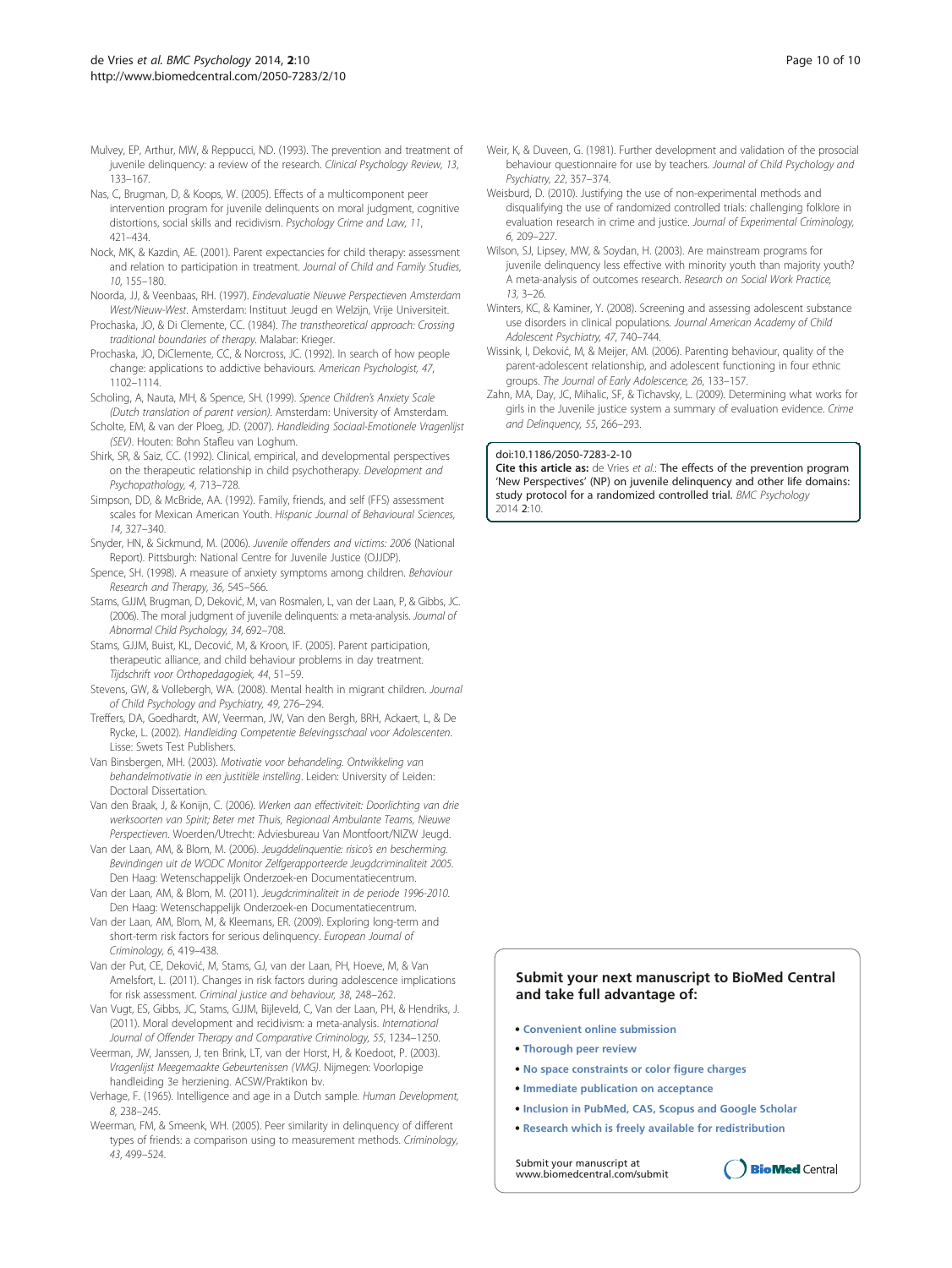Mulvey, EP, Arthur, MW, & Reppucci, ND. (1993). The prevention and treatment of juvenile delinquency: a review of the research. *Clinical Psychology Review, 13*, 133–167.

Nas, C, Brugman, D, & Koops, W. (2005). Effects of a multicomponent peer intervention program for juvenile delinquents on moral judgment, cognitive distortions, social skills and recidivism. *Psychology Crime and Law, 11*, 421–434.

Nock, MK, & Kazdin, AE. (2001). Parent expectancies for child therapy: assessment and relation to participation in treatment. *Journal of Child and Family Studies, 10*, 155–180.

Noorda, JJ, & Veenbaas, RH. (1997). *Eindevaluatie Nieuwe Perspectieven Amsterdam West/Nieuw-West*. Amsterdam: Instituut Jeugd en Welzijn, Vrije Universiteit.

Prochaska, JO, & Di Clemente, CC. (1984). *The transtheoretical approach: Crossing traditional boundaries of therapy*. Malabar: Krieger.

Prochaska, JO, DiClemente, CC, & Norcross, JC. (1992). In search of how people change: applications to addictive behaviours. *American Psychologist, 47*, 1102–1114.

Scholing, A, Nauta, MH, & Spence, SH. (1999). *Spence Children's Anxiety Scale (Dutch translation of parent version)*. Amsterdam: University of Amsterdam.

Scholte, EM, & van der Ploeg, JD. (2007). *Handleiding Sociaal-Emotionele Vragenlijst (SEV)*. Houten: Bohn Stafleu van Loghum.

Shirk, SR, & Saiz, CC. (1992). Clinical, empirical, and developmental perspectives on the therapeutic relationship in child psychotherapy. *Development and Psychopathology, 4*, 713–728.

Simpson, DD, & McBride, AA. (1992). Family, friends, and self (FFS) assessment scales for Mexican American Youth. *Hispanic Journal of Behavioural Sciences, 14*, 327–340.

Snyder, HN, & Sickmund, M. (2006). *Juvenile offenders and victims: 2006* (National Report). Pittsburgh: National Centre for Juvenile Justice (OJJDP).

Spence, SH. (1998). A measure of anxiety symptoms among children. *Behaviour Research and Therapy, 36*, 545–566.

Stams, GJJM, Brugman, D, Deković, M, van Rosmalen, L, van der Laan, P, & Gibbs, JC. (2006). The moral judgment of juvenile delinquents: a meta-analysis. *Journal of Abnormal Child Psychology, 34*, 692–708.

Stams, GJJM, Buist, KL, Decović, M, & Kroon, IF. (2005). Parent participation, therapeutic alliance, and child behaviour problems in day treatment. *Tijdschrift voor Orthopedagogiek, 44*, 51–59.

Stevens, GW, & Vollebergh, WA. (2008). Mental health in migrant children. *Journal of Child Psychology and Psychiatry, 49*, 276–294.

Treffers, DA, Goedhardt, AW, Veerman, JW, Van den Bergh, BRH, Ackaert, L, & De Rycke, L. (2002). *Handleiding Competentie Belevingsschaal voor Adolescenten*. Lisse: Swets Test Publishers.

Van Binsbergen, MH. (2003). *Motivatie voor behandeling. Ontwikkeling van behandelmotivatie in een justitiële instelling*. Leiden: University of Leiden: Doctoral Dissertation.

Van den Braak, J, & Konijn, C. (2006). *Werken aan effectiviteit: Doorlichting van drie werksoorten van Spirit; Beter met Thuis, Regionaal Ambulante Teams, Nieuwe Perspectieven*. Woerden/Utrecht: Adviesbureau Van Montfoort/NIZW Jeugd.

Van der Laan, AM, & Blom, M. (2006). *Jeugddelinquentie: risico's en bescherming. Bevindingen uit de WODC Monitor Zelfgerapporteerde Jeugdcriminaliteit 2005*. Den Haag: Wetenschappelijk Onderzoek-en Documentatiecentrum.

Van der Laan, AM, & Blom, M. (2011). *Jeugdcriminaliteit in de periode 1996-2010*. Den Haag: Wetenschappelijk Onderzoek-en Documentatiecentrum.

Van der Laan, AM, Blom, M, & Kleemans, ER. (2009). Exploring long-term and short-term risk factors for serious delinquency. *European Journal of Criminology, 6*, 419–438.

Van der Put, CE, Deković, M, Stams, GJ, van der Laan, PH, Hoeve, M, & Van Amelsfort, L. (2011). Changes in risk factors during adolescence implications for risk assessment. *Criminal justice and behaviour, 38*, 248–262.

Van Vugt, ES, Gibbs, JC, Stams, GJJM, Bijleveld, C, Van der Laan, PH, & Hendriks, J. (2011). Moral development and recidivism: a meta-analysis. *International Journal of Offender Therapy and Comparative Criminology, 55*, 1234–1250.

Veerman, JW, Janssen, J, ten Brink, LT, van der Horst, H, & Koedoot, P. (2003). *Vragenlijst Meegemaakte Gebeurtenissen (VMG)*. Nijmegen: Voorlopige handleiding 3e herziening. ACSW/Praktikon bv.

Verhage, F. (1965). Intelligence and age in a Dutch sample. *Human Development, 8*, 238–245.

Weerman, FM, & Smeenk, WH. (2005). Peer similarity in delinquency of different types of friends: a comparison using to measurement methods. *Criminology, 43*, 499–524.

Weir, K, & Duveen, G. (1981). Further development and validation of the prosocial behaviour questionnaire for use by teachers. *Journal of Child Psychology and Psychiatry, 22*, 357–374.

Weisburd, D. (2010). Justifying the use of non-experimental methods and disqualifying the use of randomized controlled trials: challenging folklore in evaluation research in crime and justice. *Journal of Experimental Criminology, 6*, 209–227.

Wilson, SJ, Lipsey, MW, & Soydan, H. (2003). Are mainstream programs for juvenile delinquency less effective with minority youth than majority youth? A meta-analysis of outcomes research. *Research on Social Work Practice, 13*, 3–26.

Winters, KC, & Kaminer, Y. (2008). Screening and assessing adolescent substance use disorders in clinical populations. *Journal American Academy of Child Adolescent Psychiatry, 47*, 740–744.

Wissink, I, Deković, M, & Meijer, AM. (2006). Parenting behaviour, quality of the parent-adolescent relationship, and adolescent functioning in four ethnic groups. *The Journal of Early Adolescence, 26*, 133–157.

Zahn, MA, Day, JC, Mihalic, SF, & Tichavsky, L. (2009). Determining what works for girls in the Juvenile justice system a summary of evaluation evidence. *Crime and Delinquency, 55*, 266–293.

doi:10.1186/2050-7283-2-10

**Cite this article as:** de Vries *et al.*: The effects of the prevention program 'New Perspectives' (NP) on juvenile delinquency and other life domains: study protocol for a randomized controlled trial. *BMC Psychology* 2014 **2**:10.

**Submit your next manuscript to BioMed Central and take full advantage of:**

- **Convenient online submission**
- **Thorough peer review**
- **No space constraints or color figure charges**
- **Immediate publication on acceptance**
- **Inclusion in PubMed, CAS, Scopus and Google Scholar**
- **Research which is freely available for redistribution**

Submit your manuscript at www.biomedcentral.com/submit